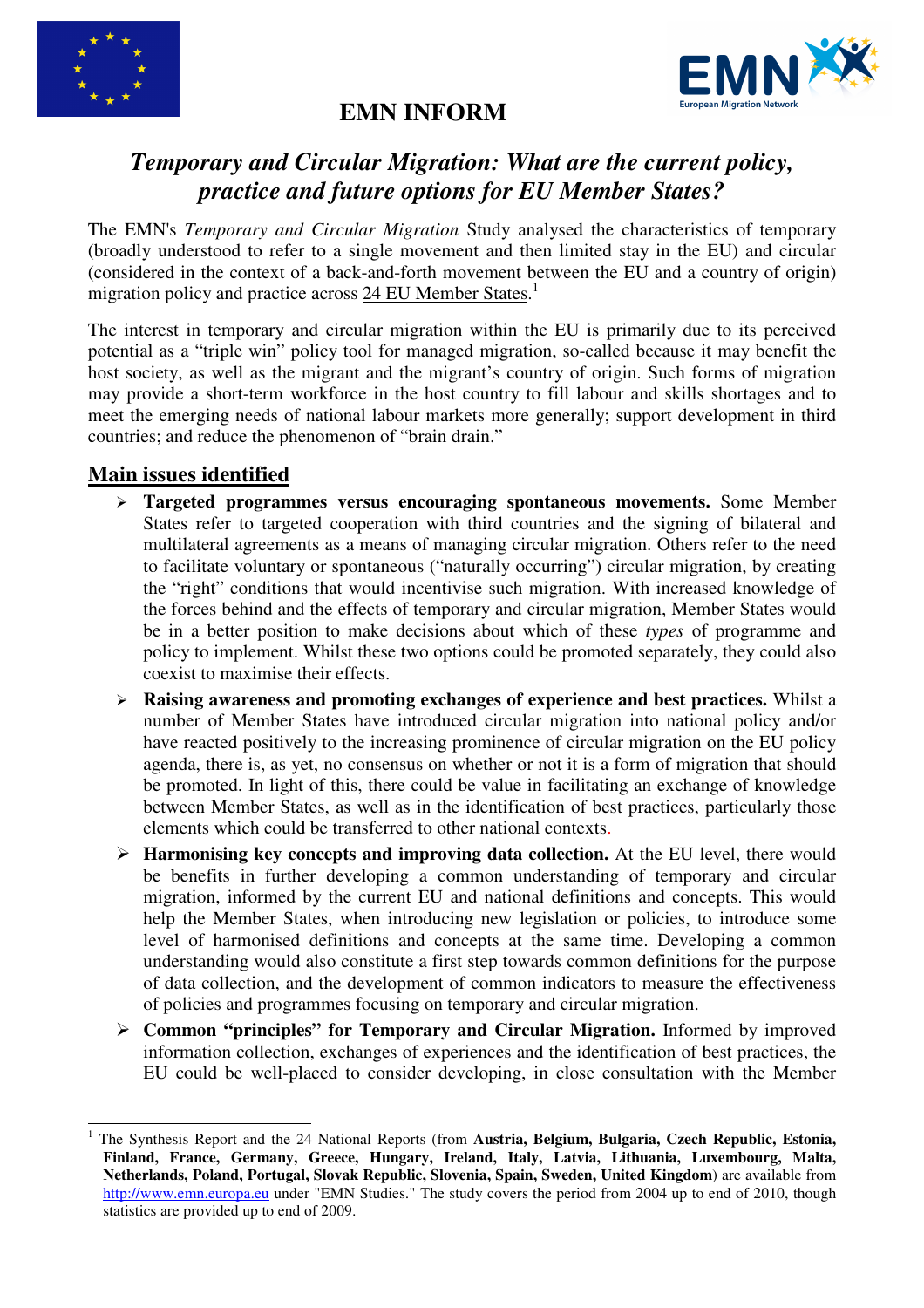# EMN INFORM

## *Temporary and Circular Migration: What are the current policy, practice and future options for EU Member States?*

The EMN's *Temporary and Circular Migration* Study analysed the characteristics of temporary (broadly understood to refer to a single movement and then limited stay in the EU) and circular (considered in the context of a back-and-forth movement between the EU and a country of origin) migration policy and practice across 24 EU Member States.[1]

The interest in temporary and circular migration within the EU is primarily due to its perceived potential as a "triple win" policy tool for managed migration, so-called because it may benefit the host society, as well as the migrant and the migrant's country of origin. Such forms of migration may provide a short-term workforce in the host country to fill labour and skills shortages and to meet the emerging needs of national labour markets more generally; support development in third countries; and reduce the phenomenon of "brain drain."

## Main issues identified

- **Targeted programmes versus encouraging spontaneous movements.** Some Member States refer to targeted cooperation with third countries and the signing of bilateral and multilateral agreements as a means of managing circular migration. Others refer to the need to facilitate voluntary or spontaneous ("naturally occurring") circular migration, by creating the "right" conditions that would incentivise such migration. With increased knowledge of the forces behind and the effects of temporary and circular migration, Member States would be in a better position to make decisions about which of these *types* of programme and policy to implement. Whilst these two options could be promoted separately, they could also coexist to maximise their effects.
- **Raising awareness and promoting exchanges of experience and best practices.** Whilst a number of Member States have introduced circular migration into national policy and/or have reacted positively to the increasing prominence of circular migration on the EU policy agenda, there is, as yet, no consensus on whether or not it is a form of migration that should be promoted. In light of this, there could be value in facilitating an exchange of knowledge between Member States, as well as in the identification of best practices, particularly those elements which could be transferred to other national contexts.
- **Harmonising key concepts and improving data collection.** At the EU level, there would be benefits in further developing a common understanding of temporary and circular migration, informed by the current EU and national definitions and concepts. This would help the Member States, when introducing new legislation or policies, to introduce some level of harmonised definitions and concepts at the same time. Developing a common understanding would also constitute a first step towards common definitions for the purpose of data collection, and the development of common indicators to measure the effectiveness of policies and programmes focusing on temporary and circular migration.
- **Common "principles" for Temporary and Circular Migration.** Informed by improved information collection, exchanges of experiences and the identification of best practices, the EU could be well-placed to consider developing, in close consultation with the Member

[1] The Synthesis Report and the 24 National Reports (from **Austria, Belgium, Bulgaria, Czech Republic, Estonia, Finland, France, Germany, Greece, Hungary, Ireland, Italy, Latvia, Lithuania, Luxembourg, Malta, Netherlands, Poland, Portugal, Slovak Republic, Slovenia, Spain, Sweden, United Kingdom**) are available from http://www.emn.europa.eu under "EMN Studies." The study covers the period from 2004 up to end of 2010, though statistics are provided up to end of 2009.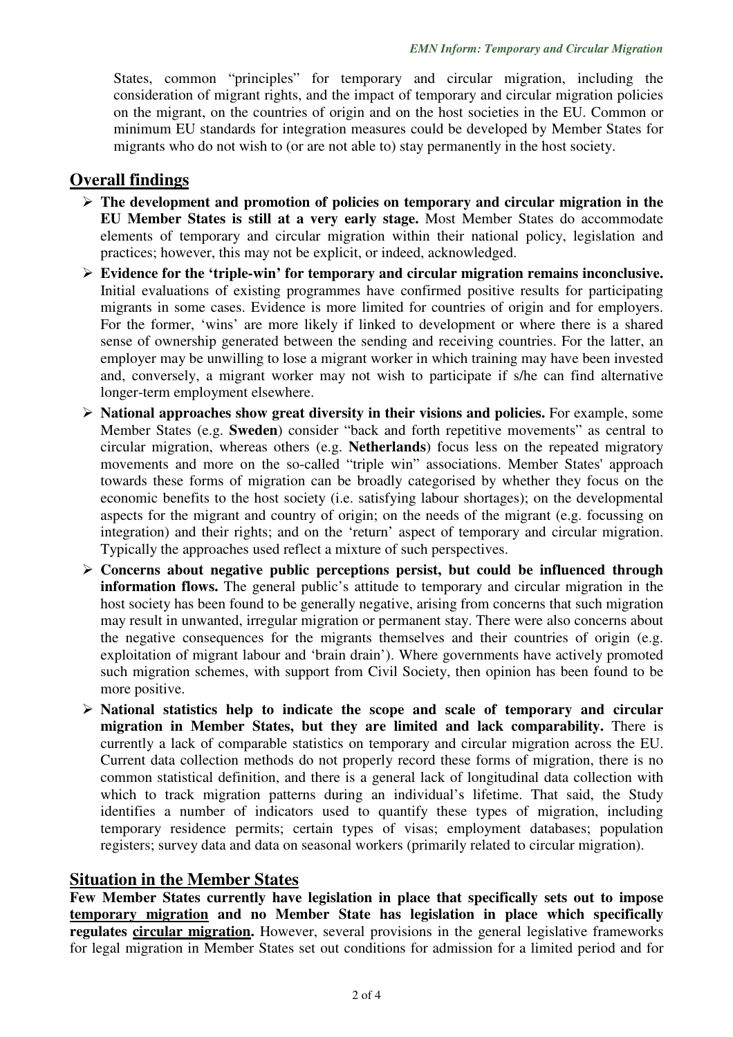States, common "principles" for temporary and circular migration, including the consideration of migrant rights, and the impact of temporary and circular migration policies on the migrant, on the countries of origin and on the host societies in the EU. Common or minimum EU standards for integration measures could be developed by Member States for migrants who do not wish to (or are not able to) stay permanently in the host society.

## Overall findings

- **The development and promotion of policies on temporary and circular migration in the EU Member States is still at a very early stage.** Most Member States do accommodate elements of temporary and circular migration within their national policy, legislation and practices; however, this may not be explicit, or indeed, acknowledged.
- **Evidence for the 'triple-win' for temporary and circular migration remains inconclusive.** Initial evaluations of existing programmes have confirmed positive results for participating migrants in some cases. Evidence is more limited for countries of origin and for employers. For the former, 'wins' are more likely if linked to development or where there is a shared sense of ownership generated between the sending and receiving countries. For the latter, an employer may be unwilling to lose a migrant worker in which training may have been invested and, conversely, a migrant worker may not wish to participate if s/he can find alternative longer-term employment elsewhere.
- **National approaches show great diversity in their visions and policies.** For example, some Member States (e.g. **Sweden**) consider "back and forth repetitive movements" as central to circular migration, whereas others (e.g. **Netherlands**) focus less on the repeated migratory movements and more on the so-called "triple win" associations. Member States' approach towards these forms of migration can be broadly categorised by whether they focus on the economic benefits to the host society (i.e. satisfying labour shortages); on the developmental aspects for the migrant and country of origin; on the needs of the migrant (e.g. focussing on integration) and their rights; and on the 'return' aspect of temporary and circular migration. Typically the approaches used reflect a mixture of such perspectives.
- **Concerns about negative public perceptions persist, but could be influenced through information flows.** The general public's attitude to temporary and circular migration in the host society has been found to be generally negative, arising from concerns that such migration may result in unwanted, irregular migration or permanent stay. There were also concerns about the negative consequences for the migrants themselves and their countries of origin (e.g. exploitation of migrant labour and 'brain drain'). Where governments have actively promoted such migration schemes, with support from Civil Society, then opinion has been found to be more positive.
- **National statistics help to indicate the scope and scale of temporary and circular migration in Member States, but they are limited and lack comparability.** There is currently a lack of comparable statistics on temporary and circular migration across the EU. Current data collection methods do not properly record these forms of migration, there is no common statistical definition, and there is a general lack of longitudinal data collection with which to track migration patterns during an individual's lifetime. That said, the Study identifies a number of indicators used to quantify these types of migration, including temporary residence permits; certain types of visas; employment databases; population registers; survey data and data on seasonal workers (primarily related to circular migration).

## Situation in the Member States

**Few Member States currently have legislation in place that specifically sets out to impose temporary migration and no Member State has legislation in place which specifically regulates circular migration.** However, several provisions in the general legislative frameworks for legal migration in Member States set out conditions for admission for a limited period and for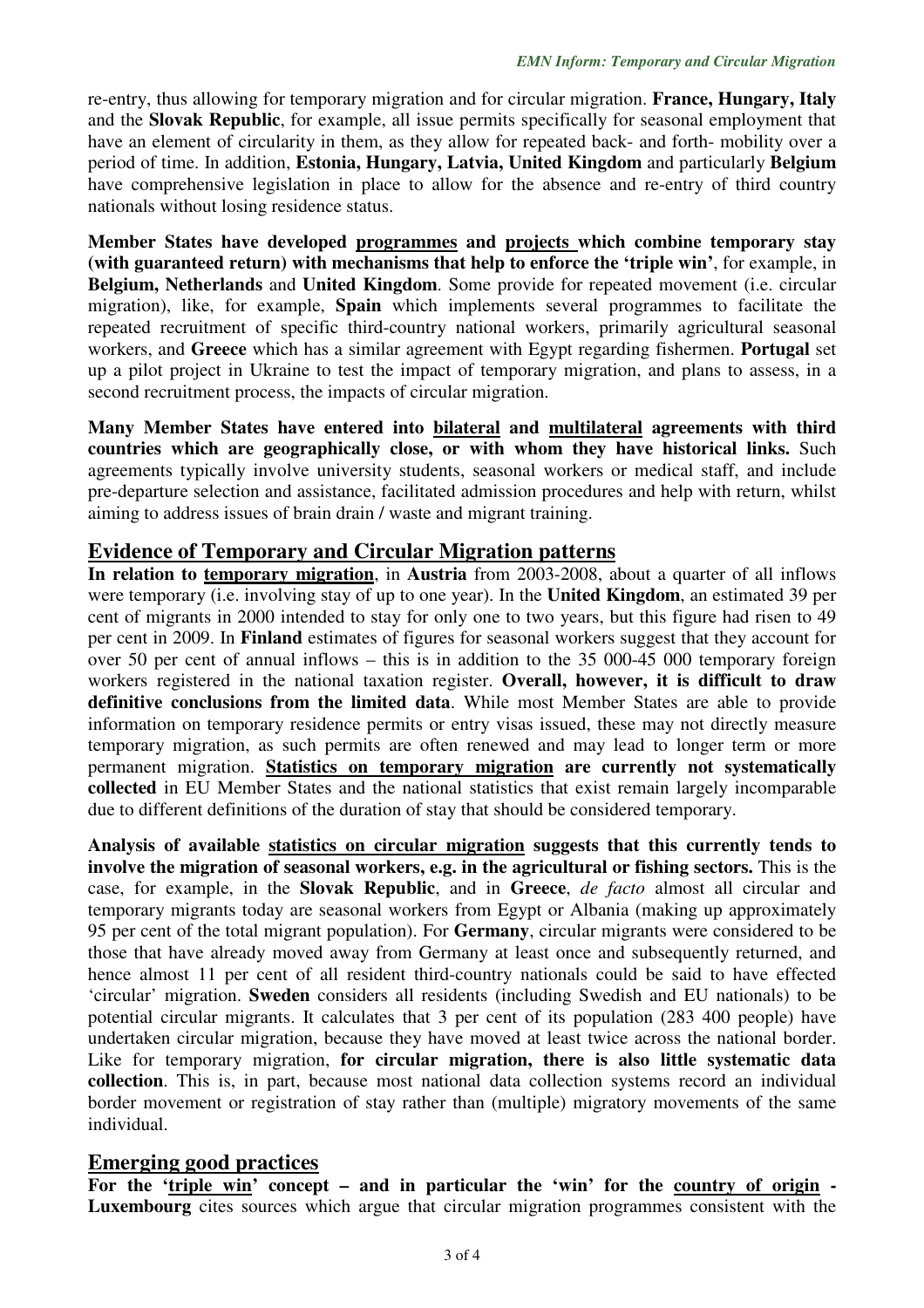re-entry, thus allowing for temporary migration and for circular migration. **France, Hungary, Italy** and the **Slovak Republic**, for example, all issue permits specifically for seasonal employment that have an element of circularity in them, as they allow for repeated back- and forth- mobility over a period of time. In addition, **Estonia, Hungary, Latvia, United Kingdom** and particularly **Belgium** have comprehensive legislation in place to allow for the absence and re-entry of third country nationals without losing residence status.

**Member States have developed programmes and projects which combine temporary stay (with guaranteed return) with mechanisms that help to enforce the 'triple win'**, for example, in **Belgium, Netherlands** and **United Kingdom**. Some provide for repeated movement (i.e. circular migration), like, for example, **Spain** which implements several programmes to facilitate the repeated recruitment of specific third-country national workers, primarily agricultural seasonal workers, and **Greece** which has a similar agreement with Egypt regarding fishermen. **Portugal** set up a pilot project in Ukraine to test the impact of temporary migration, and plans to assess, in a second recruitment process, the impacts of circular migration.

**Many Member States have entered into bilateral and multilateral agreements with third countries which are geographically close, or with whom they have historical links.** Such agreements typically involve university students, seasonal workers or medical staff, and include pre-departure selection and assistance, facilitated admission procedures and help with return, whilst aiming to address issues of brain drain / waste and migrant training.

## Evidence of Temporary and Circular Migration patterns

**In relation to temporary migration**, in **Austria** from 2003-2008, about a quarter of all inflows were temporary (i.e. involving stay of up to one year). In the **United Kingdom**, an estimated 39 per cent of migrants in 2000 intended to stay for only one to two years, but this figure had risen to 49 per cent in 2009. In **Finland** estimates of figures for seasonal workers suggest that they account for over 50 per cent of annual inflows – this is in addition to the 35 000-45 000 temporary foreign workers registered in the national taxation register. **Overall, however, it is difficult to draw definitive conclusions from the limited data**. While most Member States are able to provide information on temporary residence permits or entry visas issued, these may not directly measure temporary migration, as such permits are often renewed and may lead to longer term or more permanent migration. **Statistics on temporary migration are currently not systematically collected** in EU Member States and the national statistics that exist remain largely incomparable due to different definitions of the duration of stay that should be considered temporary.

**Analysis of available statistics on circular migration suggests that this currently tends to involve the migration of seasonal workers, e.g. in the agricultural or fishing sectors.** This is the case, for example, in the **Slovak Republic**, and in **Greece**, *de facto* almost all circular and temporary migrants today are seasonal workers from Egypt or Albania (making up approximately 95 per cent of the total migrant population). For **Germany**, circular migrants were considered to be those that have already moved away from Germany at least once and subsequently returned, and hence almost 11 per cent of all resident third-country nationals could be said to have effected 'circular' migration. **Sweden** considers all residents (including Swedish and EU nationals) to be potential circular migrants. It calculates that 3 per cent of its population (283 400 people) have undertaken circular migration, because they have moved at least twice across the national border. Like for temporary migration, **for circular migration, there is also little systematic data collection**. This is, in part, because most national data collection systems record an individual border movement or registration of stay rather than (multiple) migratory movements of the same individual.

## Emerging good practices

**For the 'triple win' concept – and in particular the 'win' for the country of origin - Luxembourg** cites sources which argue that circular migration programmes consistent with the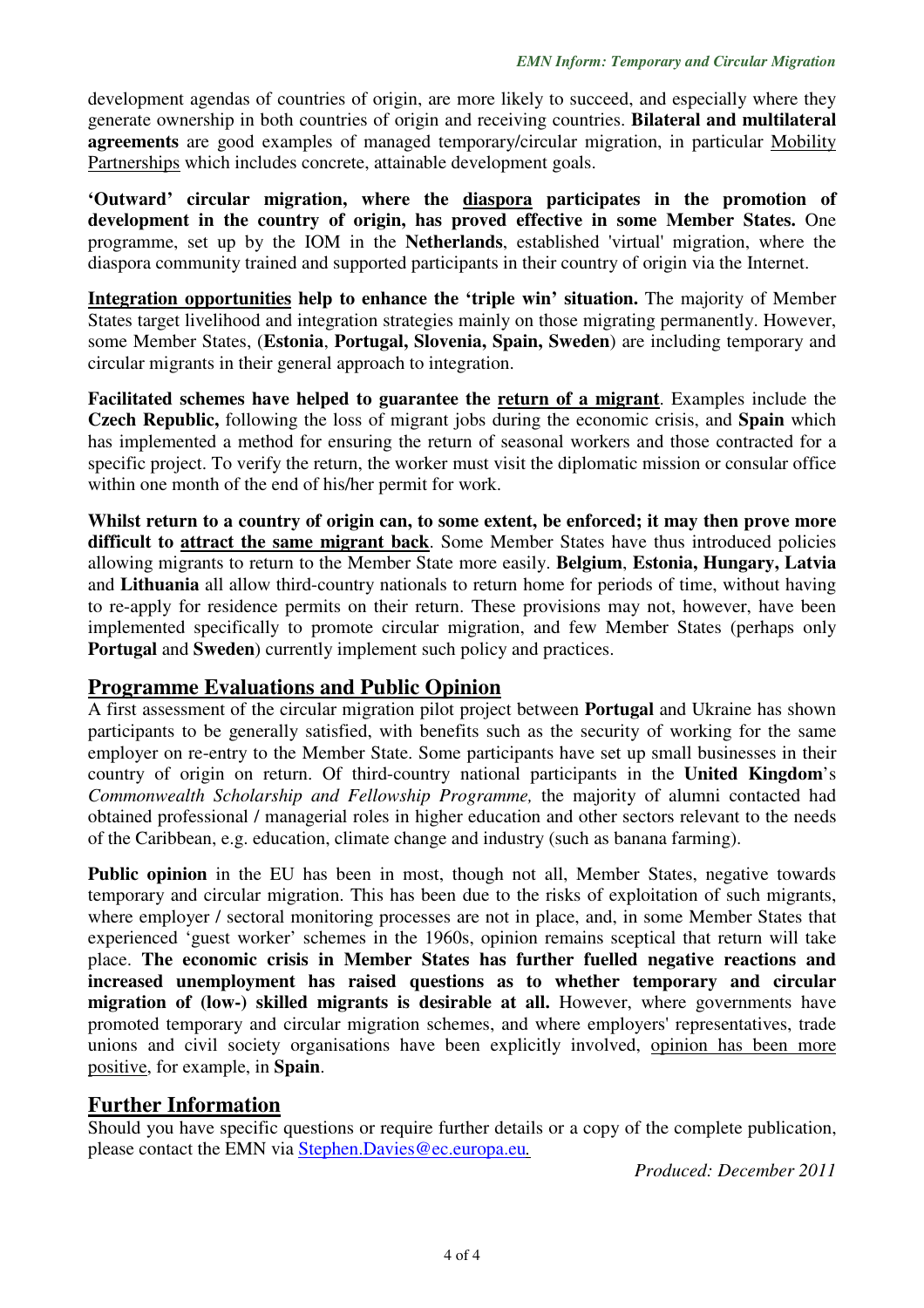development agendas of countries of origin, are more likely to succeed, and especially where they generate ownership in both countries of origin and receiving countries. **Bilateral and multilateral agreements** are good examples of managed temporary/circular migration, in particular Mobility Partnerships which includes concrete, attainable development goals.

**'Outward' circular migration, where the diaspora participates in the promotion of development in the country of origin, has proved effective in some Member States.** One programme, set up by the IOM in the **Netherlands**, established 'virtual' migration, where the diaspora community trained and supported participants in their country of origin via the Internet.

**Integration opportunities help to enhance the 'triple win' situation.** The majority of Member States target livelihood and integration strategies mainly on those migrating permanently. However, some Member States, (**Estonia**, **Portugal, Slovenia, Spain, Sweden**) are including temporary and circular migrants in their general approach to integration.

**Facilitated schemes have helped to guarantee the return of a migrant**. Examples include the **Czech Republic,** following the loss of migrant jobs during the economic crisis, and **Spain** which has implemented a method for ensuring the return of seasonal workers and those contracted for a specific project. To verify the return, the worker must visit the diplomatic mission or consular office within one month of the end of his/her permit for work.

**Whilst return to a country of origin can, to some extent, be enforced; it may then prove more difficult to attract the same migrant back**. Some Member States have thus introduced policies allowing migrants to return to the Member State more easily. **Belgium**, **Estonia, Hungary, Latvia** and **Lithuania** all allow third-country nationals to return home for periods of time, without having to re-apply for residence permits on their return. These provisions may not, however, have been implemented specifically to promote circular migration, and few Member States (perhaps only **Portugal** and **Sweden**) currently implement such policy and practices.

## Programme Evaluations and Public Opinion

A first assessment of the circular migration pilot project between **Portugal** and Ukraine has shown participants to be generally satisfied, with benefits such as the security of working for the same employer on re-entry to the Member State. Some participants have set up small businesses in their country of origin on return. Of third-country national participants in the **United Kingdom**'s *Commonwealth Scholarship and Fellowship Programme,* the majority of alumni contacted had obtained professional / managerial roles in higher education and other sectors relevant to the needs of the Caribbean, e.g. education, climate change and industry (such as banana farming).

**Public opinion** in the EU has been in most, though not all, Member States, negative towards temporary and circular migration. This has been due to the risks of exploitation of such migrants, where employer / sectoral monitoring processes are not in place, and, in some Member States that experienced 'guest worker' schemes in the 1960s, opinion remains sceptical that return will take place. **The economic crisis in Member States has further fuelled negative reactions and increased unemployment has raised questions as to whether temporary and circular migration of (low-) skilled migrants is desirable at all.** However, where governments have promoted temporary and circular migration schemes, and where employers' representatives, trade unions and civil society organisations have been explicitly involved, opinion has been more positive, for example, in **Spain**.

## Further Information

Should you have specific questions or require further details or a copy of the complete publication, please contact the EMN via Stephen.Davies@ec.europa.eu.

*Produced: December 2011*